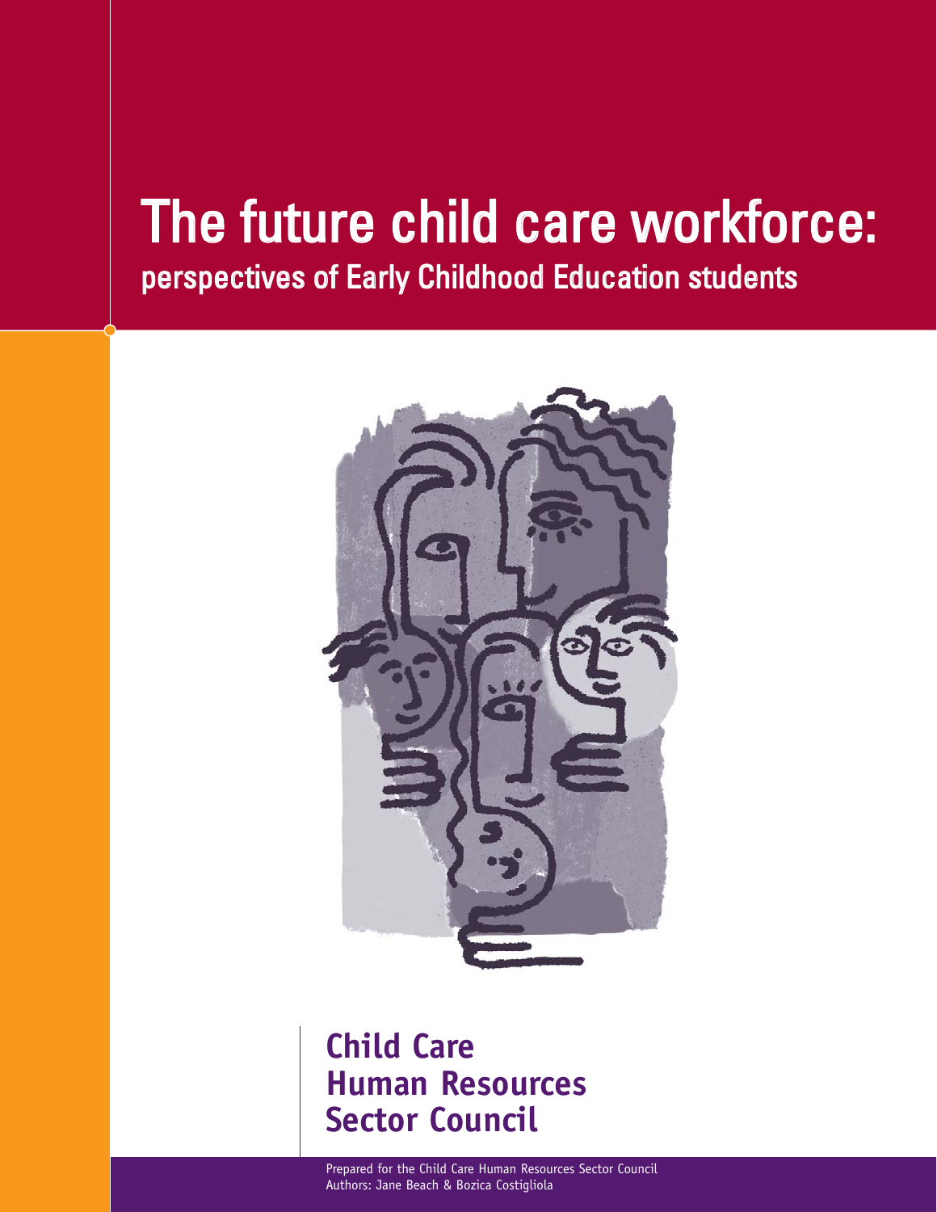# The future child care workforce:

## perspectives of Early Childhood Education students

**Child Care Human Resources Sector Council**

Prepared for the Child Care Human Resources Sector Council
Authors: Jane Beach & Bozica Costigliola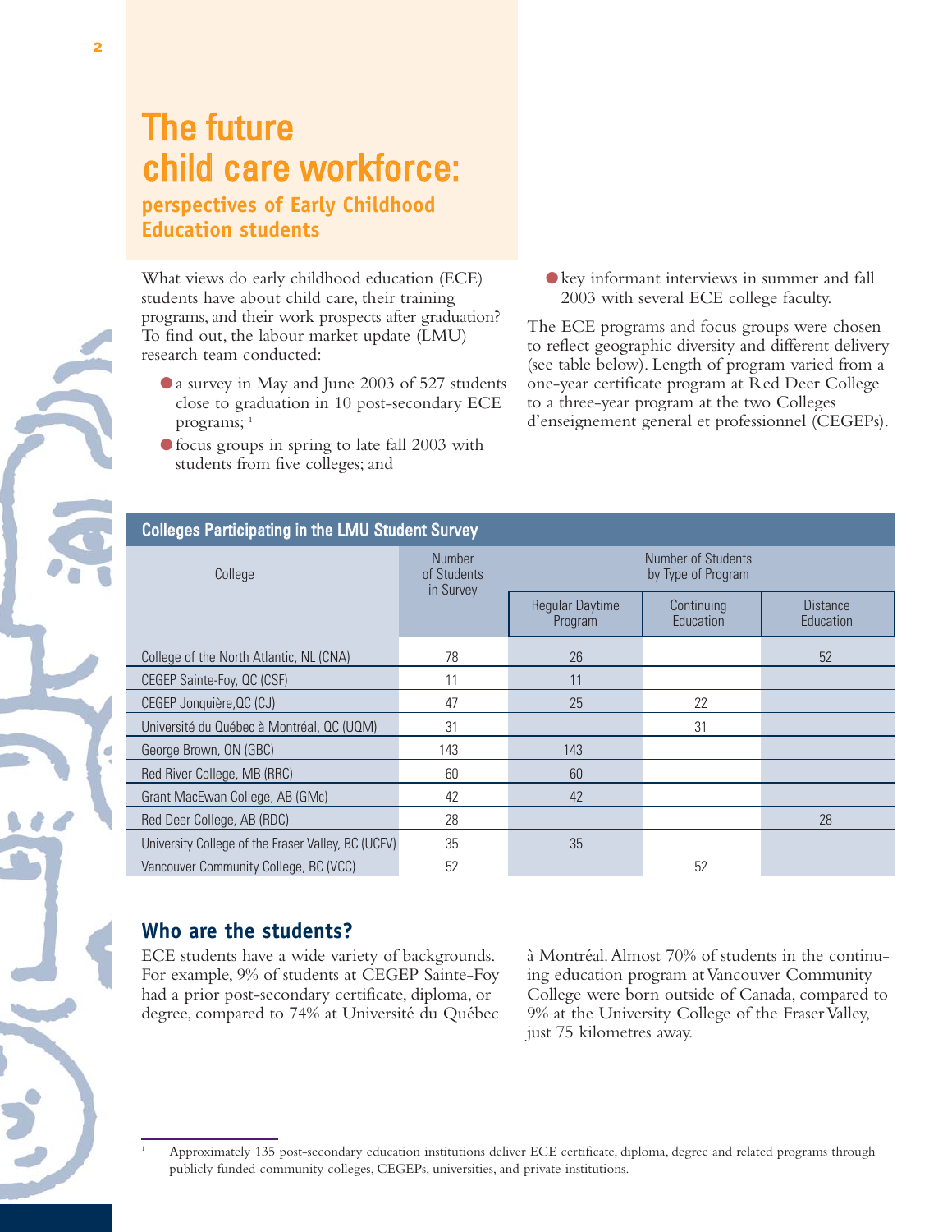# The future child care workforce:

## perspectives of Early Childhood Education students

What views do early childhood education (ECE) students have about child care, their training programs, and their work prospects after graduation? To find out, the labour market update (LMU) research team conducted:

- a survey in May and June 2003 of 527 students close to graduation in 10 post-secondary ECE programs;[1]
- focus groups in spring to late fall 2003 with students from five colleges; and
- key informant interviews in summer and fall 2003 with several ECE college faculty.

The ECE programs and focus groups were chosen to reflect geographic diversity and different delivery (see table below). Length of program varied from a one-year certificate program at Red Deer College to a three-year program at the two Colleges d'enseignement general et professionnel (CEGEPs).

**Colleges Participating in the LMU Student Survey**

| College | Number of Students in Survey | Number of Students by Type of Program | | |
|---|---|---|---|---|
| | | Regular Daytime Program | Continuing Education | Distance Education |
| College of the North Atlantic, NL (CNA) | 78 | 26 | | 52 |
| CEGEP Sainte-Foy, QC (CSF) | 11 | 11 | | |
| CEGEP Jonquière,QC (CJ) | 47 | 25 | 22 | |
| Université du Québec à Montréal, QC (UQM) | 31 | | 31 | |
| George Brown, ON (GBC) | 143 | 143 | | |
| Red River College, MB (RRC) | 60 | 60 | | |
| Grant MacEwan College, AB (GMc) | 42 | 42 | | |
| Red Deer College, AB (RDC) | 28 | | | 28 |
| University College of the Fraser Valley, BC (UCFV) | 35 | 35 | | |
| Vancouver Community College, BC (VCC) | 52 | | 52 | |

## Who are the students?

ECE students have a wide variety of backgrounds. For example, 9% of students at CEGEP Sainte-Foy had a prior post-secondary certificate, diploma, or degree, compared to 74% at Université du Québec à Montréal. Almost 70% of students in the continuing education program at Vancouver Community College were born outside of Canada, compared to 9% at the University College of the Fraser Valley, just 75 kilometres away.

[1] Approximately 135 post-secondary education institutions deliver ECE certificate, diploma, degree and related programs through publicly funded community colleges, CEGEPs, universities, and private institutions.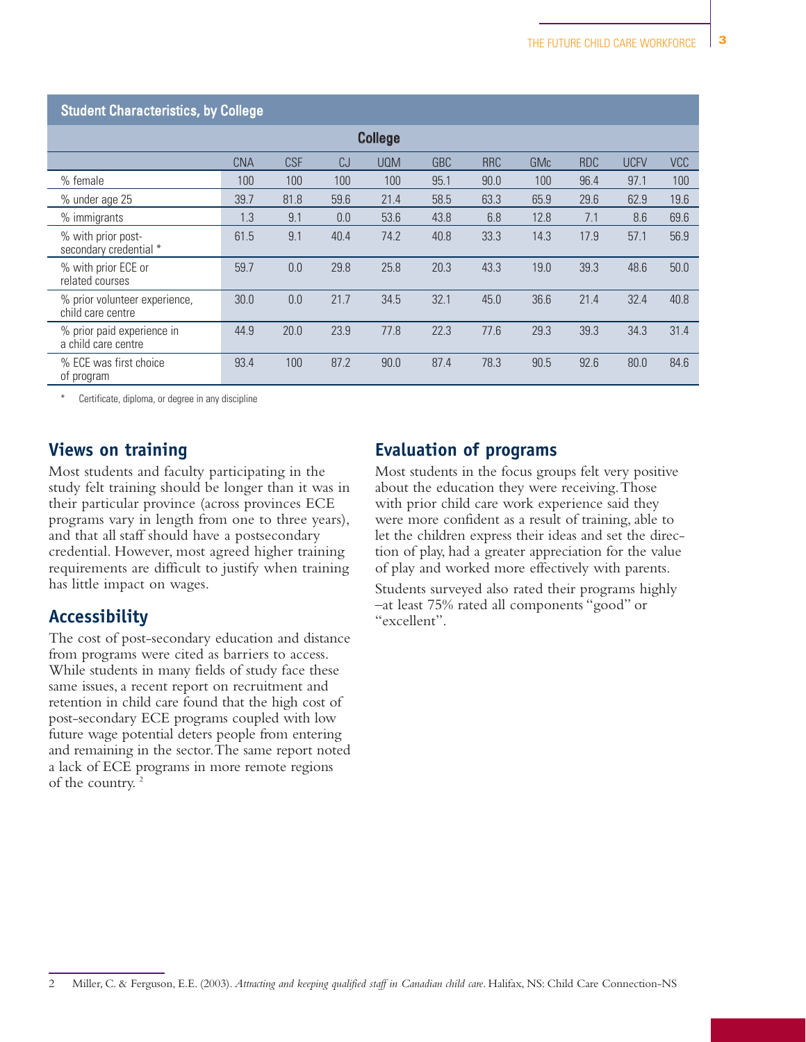**Student Characteristics, by College**

| | College | | | | | | | | | |
|---|---|---|---|---|---|---|---|---|---|---|
| | CNA | CSF | CJ | UQM | GBC | RRC | GMc | RDC | UCFV | VCC |
| % female | 100 | 100 | 100 | 100 | 95.1 | 90.0 | 100 | 96.4 | 97.1 | 100 |
| % under age 25 | 39.7 | 81.8 | 59.6 | 21.4 | 58.5 | 63.3 | 65.9 | 29.6 | 62.9 | 19.6 |
| % immigrants | 1.3 | 9.1 | 0.0 | 53.6 | 43.8 | 6.8 | 12.8 | 7.1 | 8.6 | 69.6 |
| % with prior post-secondary credential * | 61.5 | 9.1 | 40.4 | 74.2 | 40.8 | 33.3 | 14.3 | 17.9 | 57.1 | 56.9 |
| % with prior ECE or related courses | 59.7 | 0.0 | 29.8 | 25.8 | 20.3 | 43.3 | 19.0 | 39.3 | 48.6 | 50.0 |
| % prior volunteer experience, child care centre | 30.0 | 0.0 | 21.7 | 34.5 | 32.1 | 45.0 | 36.6 | 21.4 | 32.4 | 40.8 |
| % prior paid experience in a child care centre | 44.9 | 20.0 | 23.9 | 77.8 | 22.3 | 77.6 | 29.3 | 39.3 | 34.3 | 31.4 |
| % ECE was first choice of program | 93.4 | 100 | 87.2 | 90.0 | 87.4 | 78.3 | 90.5 | 92.6 | 80.0 | 84.6 |

\* Certificate, diploma, or degree in any discipline

## Views on training

Most students and faculty participating in the study felt training should be longer than it was in their particular province (across provinces ECE programs vary in length from one to three years), and that all staff should have a postsecondary credential. However, most agreed higher training requirements are difficult to justify when training has little impact on wages.

## Accessibility

The cost of post-secondary education and distance from programs were cited as barriers to access. While students in many fields of study face these same issues, a recent report on recruitment and retention in child care found that the high cost of post-secondary ECE programs coupled with low future wage potential deters people from entering and remaining in the sector. The same report noted a lack of ECE programs in more remote regions of the country. [2]

## Evaluation of programs

Most students in the focus groups felt very positive about the education they were receiving. Those with prior child care work experience said they were more confident as a result of training, able to let the children express their ideas and set the direction of play, had a greater appreciation for the value of play and worked more effectively with parents.

Students surveyed also rated their programs highly –at least 75% rated all components "good" or "excellent".

2 Miller, C. & Ferguson, E.E. (2003). *Attracting and keeping qualified staff in Canadian child care*. Halifax, NS: Child Care Connection-NS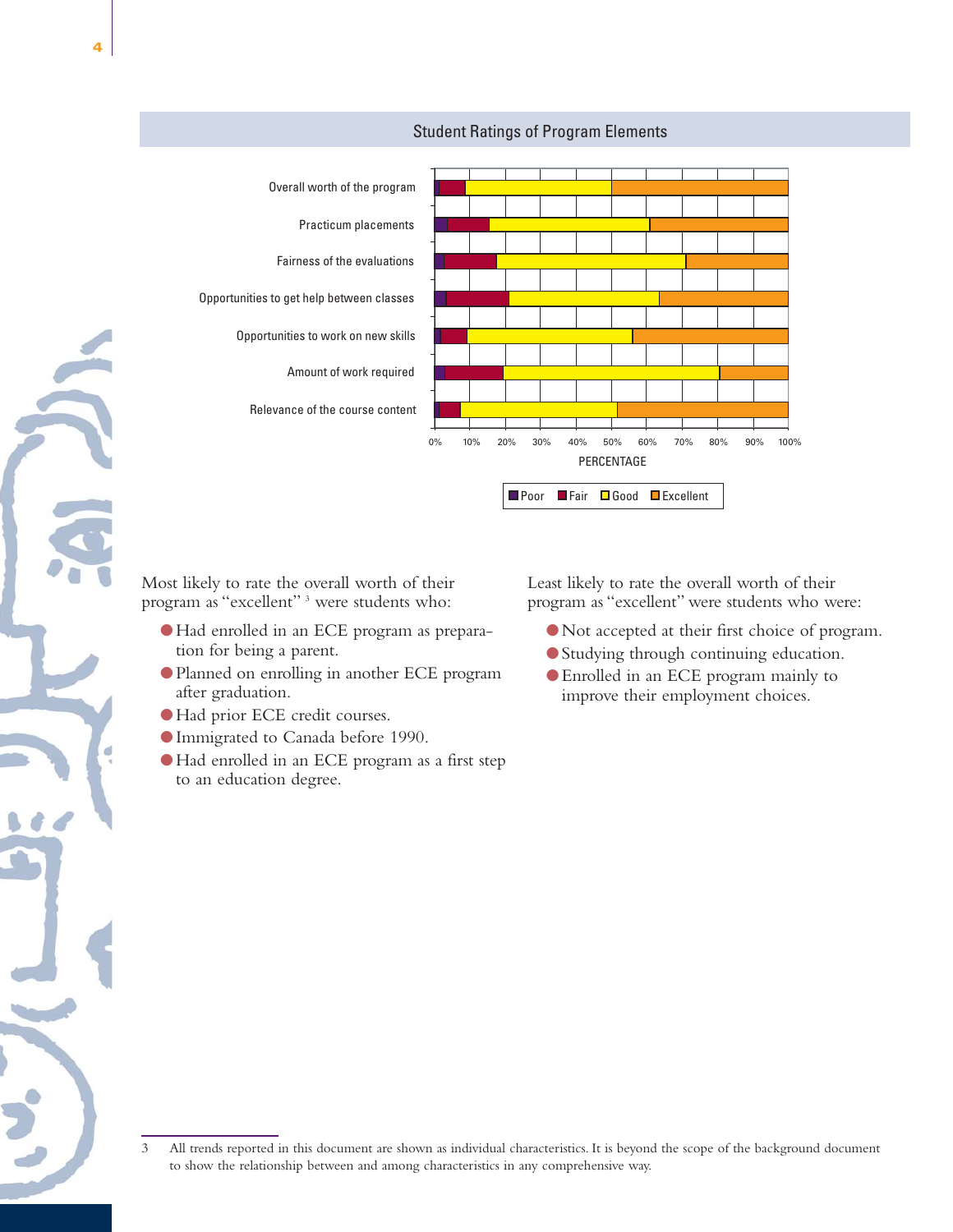Student Ratings of Program Elements

Most likely to rate the overall worth of their program as "excellent" [3] were students who:

- Had enrolled in an ECE program as preparation for being a parent.
- Planned on enrolling in another ECE program after graduation.
- Had prior ECE credit courses.
- Immigrated to Canada before 1990.
- Had enrolled in an ECE program as a first step to an education degree.

Least likely to rate the overall worth of their program as "excellent" were students who were:

- Not accepted at their first choice of program.
- Studying through continuing education.
- Enrolled in an ECE program mainly to improve their employment choices.

3 All trends reported in this document are shown as individual characteristics. It is beyond the scope of the background document to show the relationship between and among characteristics in any comprehensive way.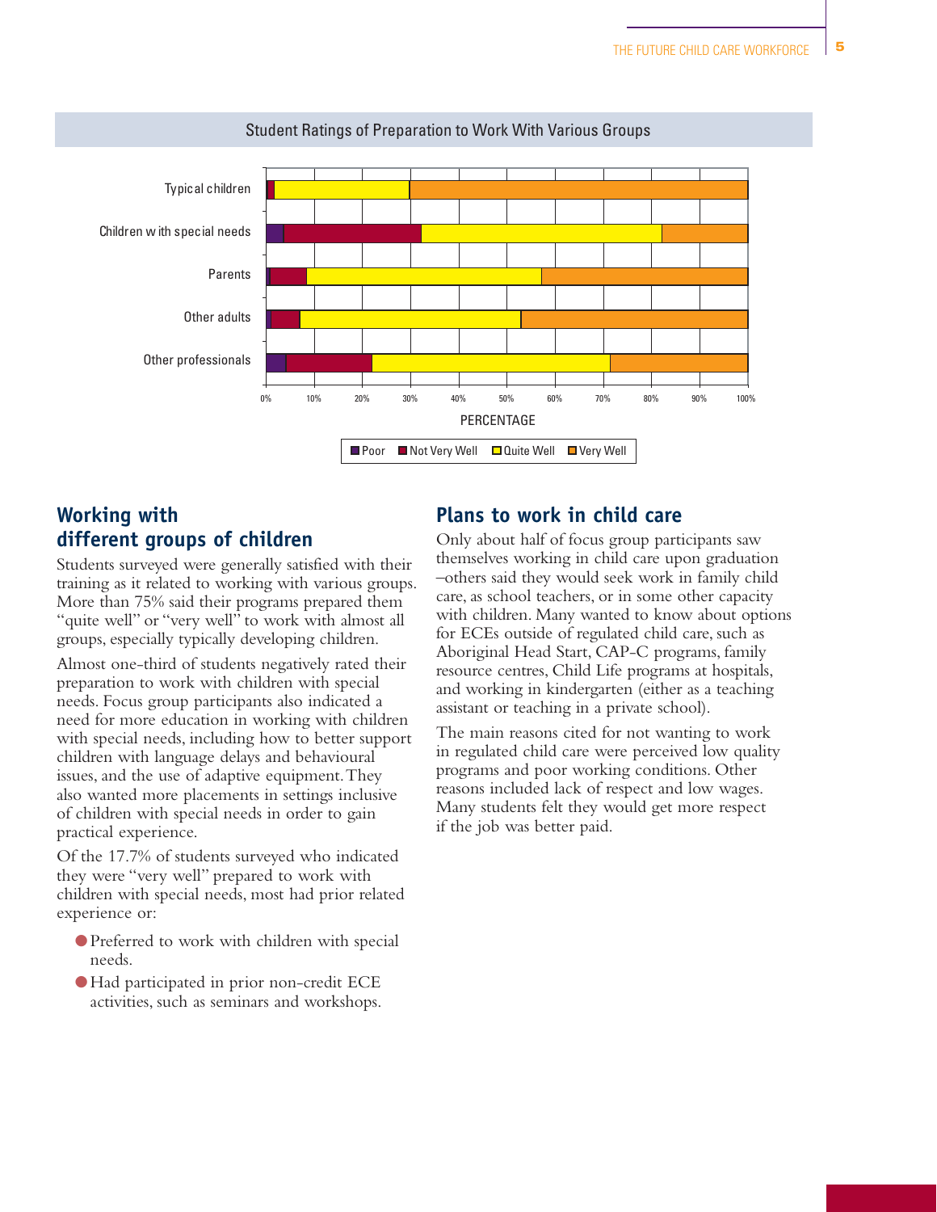Student Ratings of Preparation to Work With Various Groups

## Working with different groups of children

Students surveyed were generally satisfied with their training as it related to working with various groups. More than 75% said their programs prepared them "quite well" or "very well" to work with almost all groups, especially typically developing children.

Almost one-third of students negatively rated their preparation to work with children with special needs. Focus group participants also indicated a need for more education in working with children with special needs, including how to better support children with language delays and behavioural issues, and the use of adaptive equipment. They also wanted more placements in settings inclusive of children with special needs in order to gain practical experience.

Of the 17.7% of students surveyed who indicated they were "very well" prepared to work with children with special needs, most had prior related experience or:

- Preferred to work with children with special needs.
- Had participated in prior non-credit ECE activities, such as seminars and workshops.

## Plans to work in child care

Only about half of focus group participants saw themselves working in child care upon graduation –others said they would seek work in family child care, as school teachers, or in some other capacity with children. Many wanted to know about options for ECEs outside of regulated child care, such as Aboriginal Head Start, CAP-C programs, family resource centres, Child Life programs at hospitals, and working in kindergarten (either as a teaching assistant or teaching in a private school).

The main reasons cited for not wanting to work in regulated child care were perceived low quality programs and poor working conditions. Other reasons included lack of respect and low wages. Many students felt they would get more respect if the job was better paid.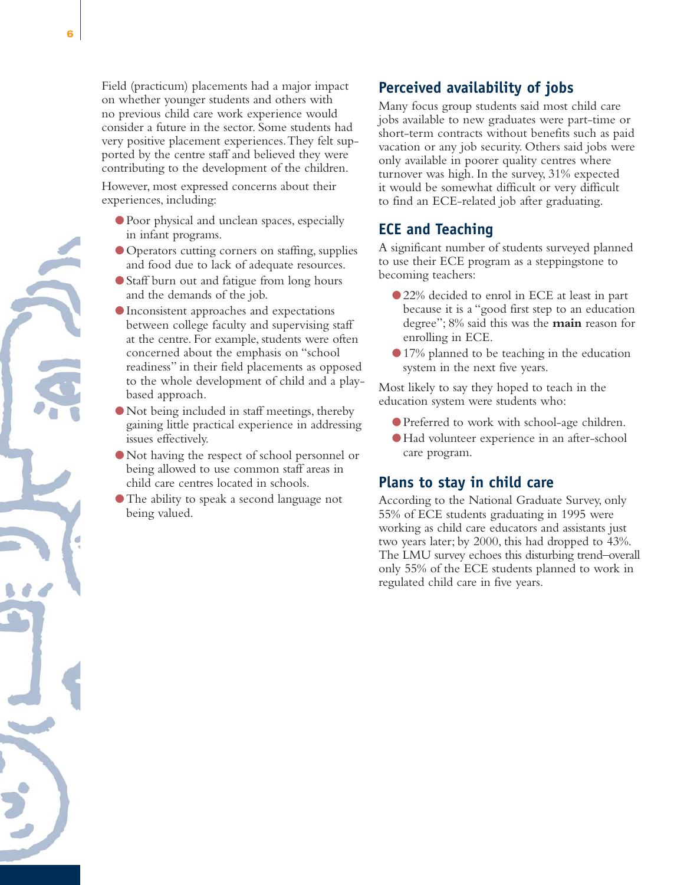Field (practicum) placements had a major impact on whether younger students and others with no previous child care work experience would consider a future in the sector. Some students had very positive placement experiences. They felt supported by the centre staff and believed they were contributing to the development of the children.

However, most expressed concerns about their experiences, including:

- Poor physical and unclean spaces, especially in infant programs.
- Operators cutting corners on staffing, supplies and food due to lack of adequate resources.
- Staff burn out and fatigue from long hours and the demands of the job.
- Inconsistent approaches and expectations between college faculty and supervising staff at the centre. For example, students were often concerned about the emphasis on "school readiness" in their field placements as opposed to the whole development of child and a play-based approach.
- Not being included in staff meetings, thereby gaining little practical experience in addressing issues effectively.
- Not having the respect of school personnel or being allowed to use common staff areas in child care centres located in schools.
- The ability to speak a second language not being valued.

## Perceived availability of jobs

Many focus group students said most child care jobs available to new graduates were part-time or short-term contracts without benefits such as paid vacation or any job security. Others said jobs were only available in poorer quality centres where turnover was high. In the survey, 31% expected it would be somewhat difficult or very difficult to find an ECE-related job after graduating.

## ECE and Teaching

A significant number of students surveyed planned to use their ECE program as a steppingstone to becoming teachers:

- 22% decided to enrol in ECE at least in part because it is a "good first step to an education degree"; 8% said this was the **main** reason for enrolling in ECE.
- 17% planned to be teaching in the education system in the next five years.

Most likely to say they hoped to teach in the education system were students who:

- Preferred to work with school-age children.
- Had volunteer experience in an after-school care program.

## Plans to stay in child care

According to the National Graduate Survey, only 55% of ECE students graduating in 1995 were working as child care educators and assistants just two years later; by 2000, this had dropped to 43%. The LMU survey echoes this disturbing trend–overall only 55% of the ECE students planned to work in regulated child care in five years.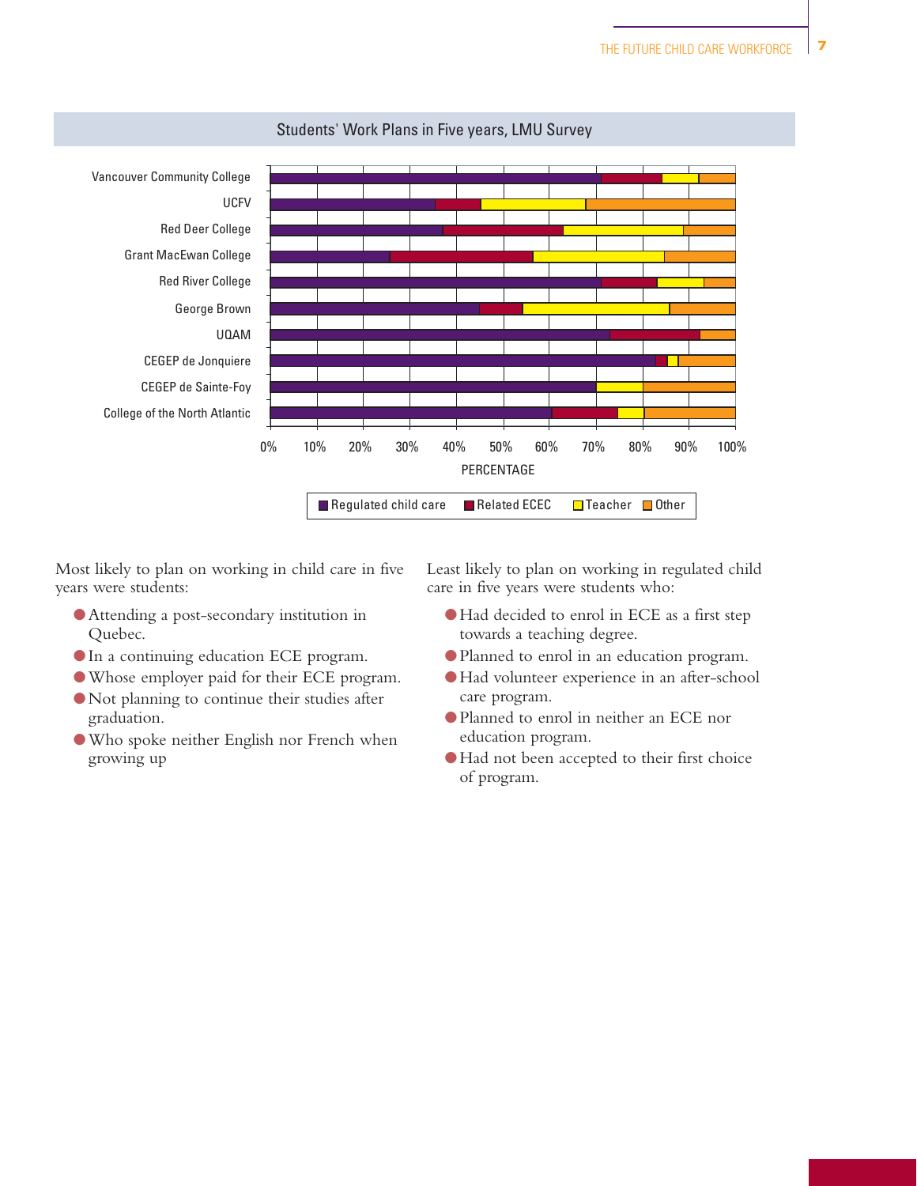Students' Work Plans in Five years, LMU Survey

Most likely to plan on working in child care in five years were students:

- Attending a post-secondary institution in Quebec.
- In a continuing education ECE program.
- Whose employer paid for their ECE program.
- Not planning to continue their studies after graduation.
- Who spoke neither English nor French when growing up

Least likely to plan on working in regulated child care in five years were students who:

- Had decided to enrol in ECE as a first step towards a teaching degree.
- Planned to enrol in an education program.
- Had volunteer experience in an after-school care program.
- Planned to enrol in neither an ECE nor education program.
- Had not been accepted to their first choice of program.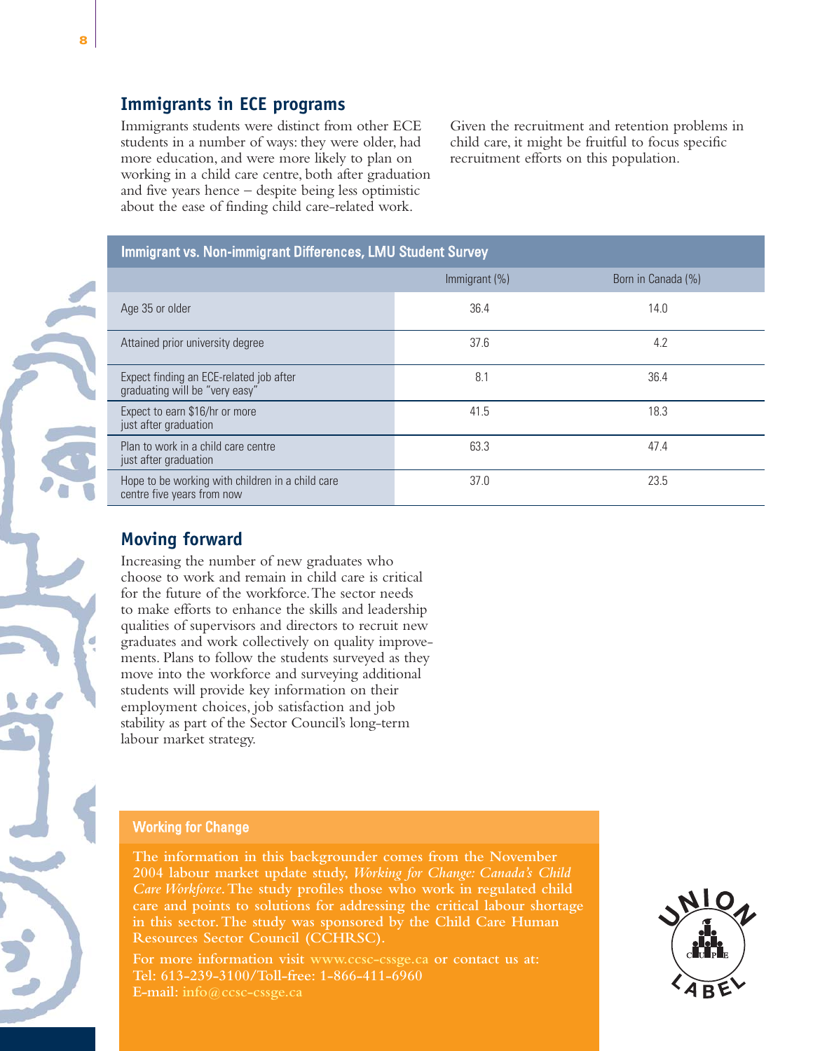## Immigrants in ECE programs

Immigrants students were distinct from other ECE students in a number of ways: they were older, had more education, and were more likely to plan on working in a child care centre, both after graduation and five years hence – despite being less optimistic about the ease of finding child care-related work.

Given the recruitment and retention problems in child care, it might be fruitful to focus specific recruitment efforts on this population.

**Immigrant vs. Non-immigrant Differences, LMU Student Survey**

| | Immigrant (%) | Born in Canada (%) |
|---|---|---|
| Age 35 or older | 36.4 | 14.0 |
| Attained prior university degree | 37.6 | 4.2 |
| Expect finding an ECE-related job after graduating will be "very easy" | 8.1 | 36.4 |
| Expect to earn $16/hr or more just after graduation | 41.5 | 18.3 |
| Plan to work in a child care centre just after graduation | 63.3 | 47.4 |
| Hope to be working with children in a child care centre five years from now | 37.0 | 23.5 |

## Moving forward

Increasing the number of new graduates who choose to work and remain in child care is critical for the future of the workforce. The sector needs to make efforts to enhance the skills and leadership qualities of supervisors and directors to recruit new graduates and work collectively on quality improvements. Plans to follow the students surveyed as they move into the workforce and surveying additional students will provide key information on their employment choices, job satisfaction and job stability as part of the Sector Council's long-term labour market strategy.

### Working for Change

The information in this backgrounder comes from the November 2004 labour market update study, *Working for Change: Canada's Child Care Workforce*. The study profiles those who work in regulated child care and points to solutions for addressing the critical labour shortage in this sector. The study was sponsored by the Child Care Human Resources Sector Council (CCHRSC).

For more information visit www.ccsc-cssge.ca or contact us at:
Tel: 613-239-3100/Toll-free: 1-866-411-6960
E-mail: info@ccsc-cssge.ca

UNION LABEL CUPE